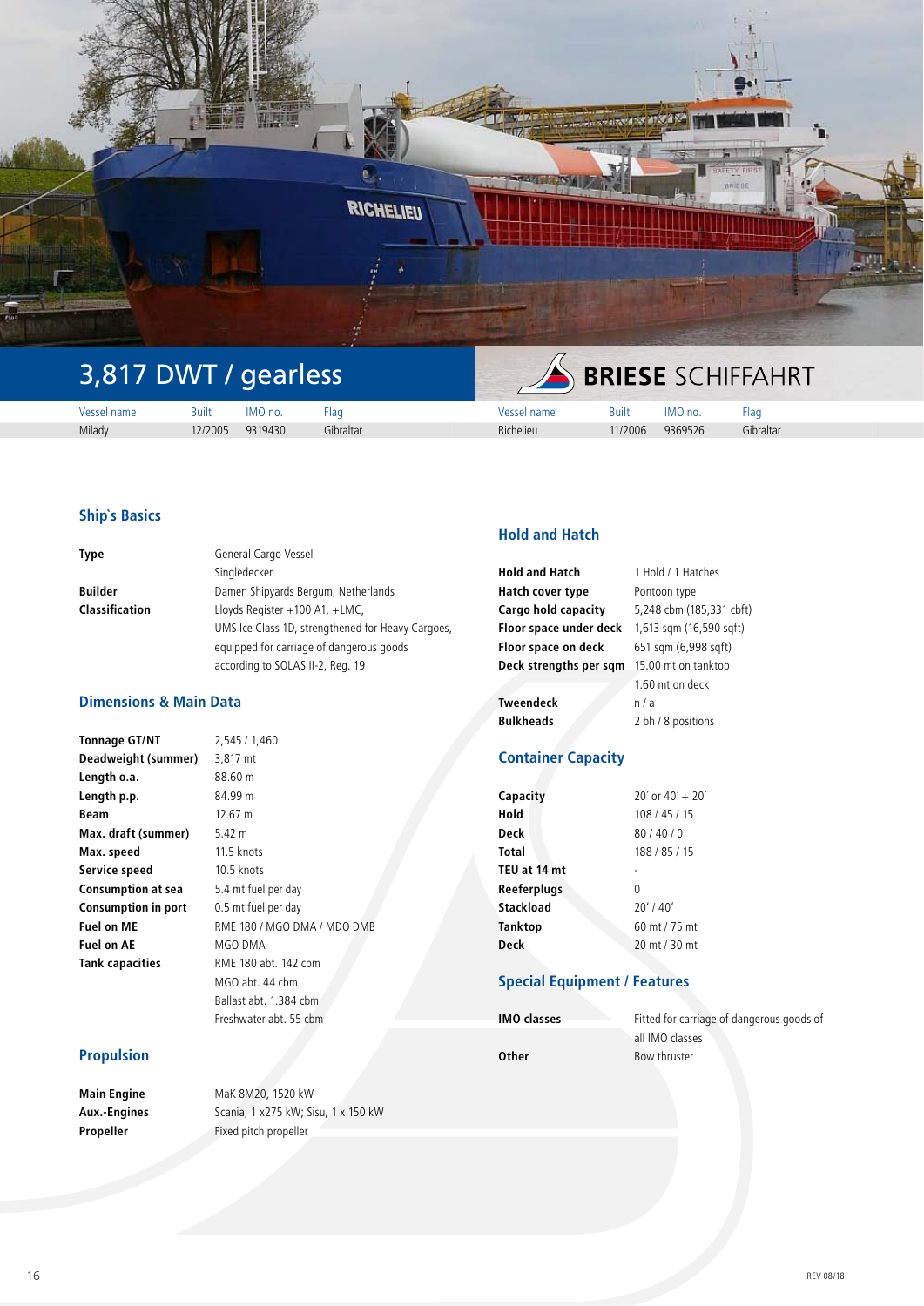# 3,817 DWT / gearless

**BRIESE SCHIFFAHRT**

| Vessel name | Built | IMO no. | Flag | Vessel name | Built | IMO no. | Flag |
|---|---|---|---|---|---|---|---|
| Milady | 12/2005 | 9319430 | Gibraltar | Richelieu | 11/2006 | 9369526 | Gibraltar |

## Ship`s Basics

| | |
|---|---|
| **Type** | General Cargo Vessel<br>Singledecker |
| **Builder** | Damen Shipyards Bergum, Netherlands |
| **Classification** | Lloyds Register +100 A1, +LMC,<br>UMS Ice Class 1D, strengthened for Heavy Cargoes,<br>equipped for carriage of dangerous goods<br>according to SOLAS II-2, Reg. 19 |

## Dimensions & Main Data

| | |
|---|---|
| **Tonnage GT/NT** | 2,545 / 1,460 |
| **Deadweight (summer)** | 3,817 mt |
| **Length o.a.** | 88.60 m |
| **Length p.p.** | 84.99 m |
| **Beam** | 12.67 m |
| **Max. draft (summer)** | 5.42 m |
| **Max. speed** | 11.5 knots |
| **Service speed** | 10.5 knots |
| **Consumption at sea** | 5.4 mt fuel per day |
| **Consumption in port** | 0.5 mt fuel per day |
| **Fuel on ME** | RME 180 / MGO DMA / MDO DMB |
| **Fuel on AE** | MGO DMA |
| **Tank capacities** | RME 180 abt. 142 cbm<br>MGO abt. 44 cbm<br>Ballast abt. 1.384 cbm<br>Freshwater abt. 55 cbm |

## Propulsion

| | |
|---|---|
| **Main Engine** | MaK 8M20, 1520 kW |
| **Aux.-Engines** | Scania, 1 x275 kW; Sisu, 1 x 150 kW |
| **Propeller** | Fixed pitch propeller |

## Hold and Hatch

| | |
|---|---|
| **Hold and Hatch** | 1 Hold / 1 Hatches |
| **Hatch cover type** | Pontoon type |
| **Cargo hold capacity** | 5,248 cbm (185,331 cbft) |
| **Floor space under deck** | 1,613 sqm (16,590 sqft) |
| **Floor space on deck** | 651 sqm (6,998 sqft) |
| **Deck strengths per sqm** | 15.00 mt on tanktop<br>1.60 mt on deck |
| **Tweendeck** | n / a |
| **Bulkheads** | 2 bh / 8 positions |

## Container Capacity

| | |
|---|---|
| **Capacity** | 20´ or 40´ + 20´ |
| **Hold** | 108 / 45 / 15 |
| **Deck** | 80 / 40 / 0 |
| **Total** | 188 / 85 / 15 |
| **TEU at 14 mt** | - |
| **Reeferplugs** | 0 |
| **Stackload** | 20' / 40' |
| **Tanktop** | 60 mt / 75 mt |
| **Deck** | 20 mt / 30 mt |

## Special Equipment / Features

| | |
|---|---|
| **IMO classes** | Fitted for carriage of dangerous goods of all IMO classes |
| **Other** | Bow thruster |

REV 08/18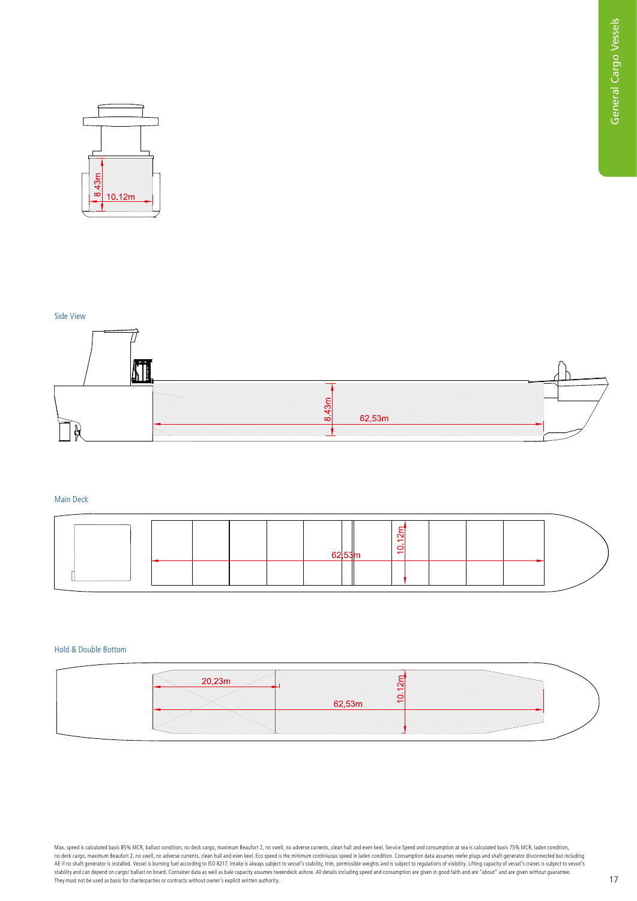Side View

8.43m

62,53m

Main Deck

62,53m

10.12m

Hold & Double Bottom

20,23m

62,53m

10.12m

Max. speed is calculated basis 85% MCR, ballast condition, no deck cargo, maximum Beaufort 2, no swell, no adverse currents, clean hull and even keel. Service Speed and consumption at sea is calculated basis 75% MCR, laden condition, no deck cargo, maximum Beaufort 2, no swell, no adverse currents, clean hull and even keel. Eco speed is the minimum continiuous speed in laden condition. Consumption data assumes reefer plugs and shaft generator disconnected but including AE if no shaft generator is installed. Vessel is burning fuel according to ISO 8217. Intake is always subject to vessel's stability, trim, permissible weights and is subject to regulations of visibility. Lifting capacity of vessel's cranes is subject to vessel's stability and can depend on cargo/ ballast on board. Container data as well as bale capacity assumes tweendeck ashore. All details including speed and consumption are given in good faith and are "about" and are given without guarantee. They must not be used as basis for charterparties or contracts without owner's explicit written authority.